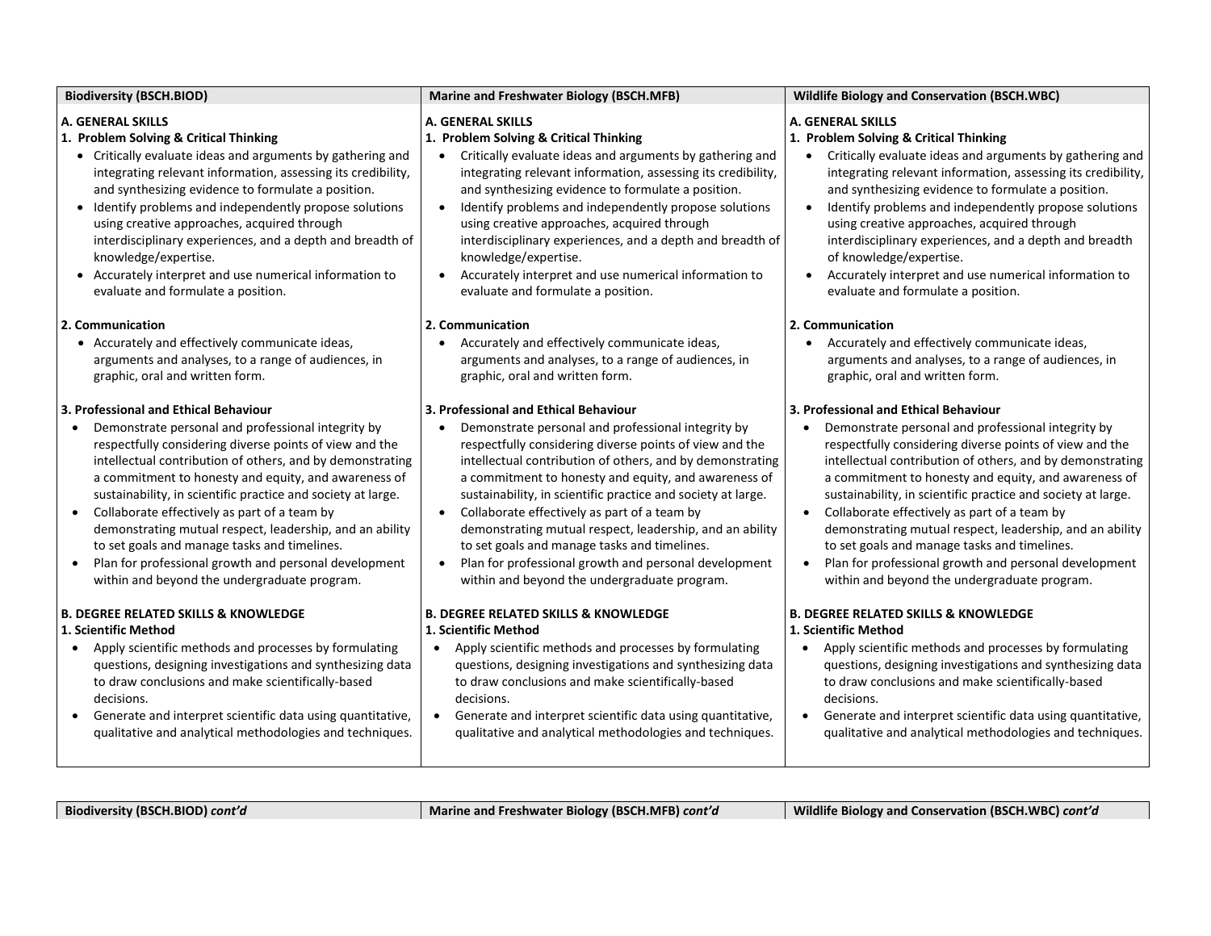| Biodiversity (BSCH.BIOD) | Marine and Freshwater Biology (BSCH.MFB) | Wildlife Biology and Conservation (BSCH.WBC) |
|---|---|---|
| **A. GENERAL SKILLS**<br>**1. Problem Solving & Critical Thinking**<br>• Critically evaluate ideas and arguments by gathering and integrating relevant information, assessing its credibility, and synthesizing evidence to formulate a position.<br>• Identify problems and independently propose solutions using creative approaches, acquired through interdisciplinary experiences, and a depth and breadth of knowledge/expertise.<br>• Accurately interpret and use numerical information to evaluate and formulate a position.<br><br>**2. Communication**<br>• Accurately and effectively communicate ideas, arguments and analyses, to a range of audiences, in graphic, oral and written form.<br><br>**3. Professional and Ethical Behaviour**<br>• Demonstrate personal and professional integrity by respectfully considering diverse points of view and the intellectual contribution of others, and by demonstrating a commitment to honesty and equity, and awareness of sustainability, in scientific practice and society at large.<br>• Collaborate effectively as part of a team by demonstrating mutual respect, leadership, and an ability to set goals and manage tasks and timelines.<br>• Plan for professional growth and personal development within and beyond the undergraduate program.<br><br>**B. DEGREE RELATED SKILLS & KNOWLEDGE**<br>**1. Scientific Method**<br>• Apply scientific methods and processes by formulating questions, designing investigations and synthesizing data to draw conclusions and make scientifically-based decisions.<br>• Generate and interpret scientific data using quantitative, qualitative and analytical methodologies and techniques. | **A. GENERAL SKILLS**<br>**1. Problem Solving & Critical Thinking**<br>• Critically evaluate ideas and arguments by gathering and integrating relevant information, assessing its credibility, and synthesizing evidence to formulate a position.<br>• Identify problems and independently propose solutions using creative approaches, acquired through interdisciplinary experiences, and a depth and breadth of knowledge/expertise.<br>• Accurately interpret and use numerical information to evaluate and formulate a position.<br><br>**2. Communication**<br>• Accurately and effectively communicate ideas, arguments and analyses, to a range of audiences, in graphic, oral and written form.<br><br>**3. Professional and Ethical Behaviour**<br>• Demonstrate personal and professional integrity by respectfully considering diverse points of view and the intellectual contribution of others, and by demonstrating a commitment to honesty and equity, and awareness of sustainability, in scientific practice and society at large.<br>• Collaborate effectively as part of a team by demonstrating mutual respect, leadership, and an ability to set goals and manage tasks and timelines.<br>• Plan for professional growth and personal development within and beyond the undergraduate program.<br><br>**B. DEGREE RELATED SKILLS & KNOWLEDGE**<br>**1. Scientific Method**<br>• Apply scientific methods and processes by formulating questions, designing investigations and synthesizing data to draw conclusions and make scientifically-based decisions.<br>• Generate and interpret scientific data using quantitative, qualitative and analytical methodologies and techniques. | **A. GENERAL SKILLS**<br>**1. Problem Solving & Critical Thinking**<br>• Critically evaluate ideas and arguments by gathering and integrating relevant information, assessing its credibility, and synthesizing evidence to formulate a position.<br>• Identify problems and independently propose solutions using creative approaches, acquired through interdisciplinary experiences, and a depth and breadth of knowledge/expertise.<br>• Accurately interpret and use numerical information to evaluate and formulate a position.<br><br>**2. Communication**<br>• Accurately and effectively communicate ideas, arguments and analyses, to a range of audiences, in graphic, oral and written form.<br><br>**3. Professional and Ethical Behaviour**<br>• Demonstrate personal and professional integrity by respectfully considering diverse points of view and the intellectual contribution of others, and by demonstrating a commitment to honesty and equity, and awareness of sustainability, in scientific practice and society at large.<br>• Collaborate effectively as part of a team by demonstrating mutual respect, leadership, and an ability to set goals and manage tasks and timelines.<br>• Plan for professional growth and personal development within and beyond the undergraduate program.<br><br>**B. DEGREE RELATED SKILLS & KNOWLEDGE**<br>**1. Scientific Method**<br>• Apply scientific methods and processes by formulating questions, designing investigations and synthesizing data to draw conclusions and make scientifically-based decisions.<br>• Generate and interpret scientific data using quantitative, qualitative and analytical methodologies and techniques. |

| Biodiversity (BSCH.BIOD) *cont'd* | Marine and Freshwater Biology (BSCH.MFB) *cont'd* | Wildlife Biology and Conservation (BSCH.WBC) *cont'd* |
|---|---|---|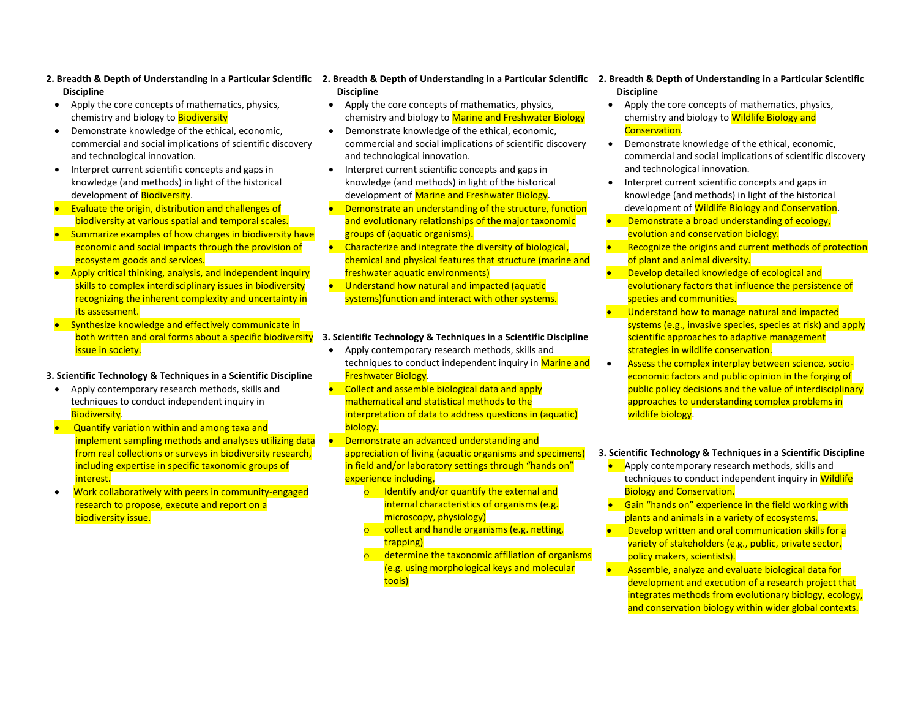**2. Breadth & Depth of Understanding in a Particular Scientific Discipline**

- Apply the core concepts of mathematics, physics, chemistry and biology to Biodiversity
- Demonstrate knowledge of the ethical, economic, commercial and social implications of scientific discovery and technological innovation.
- Interpret current scientific concepts and gaps in knowledge (and methods) in light of the historical development of Biodiversity.
- Evaluate the origin, distribution and challenges of biodiversity at various spatial and temporal scales.
- Summarize examples of how changes in biodiversity have economic and social impacts through the provision of ecosystem goods and services.
- Apply critical thinking, analysis, and independent inquiry skills to complex interdisciplinary issues in biodiversity recognizing the inherent complexity and uncertainty in its assessment.
- Synthesize knowledge and effectively communicate in both written and oral forms about a specific biodiversity issue in society.

**3. Scientific Technology & Techniques in a Scientific Discipline**

- Apply contemporary research methods, skills and techniques to conduct independent inquiry in Biodiversity.
- Quantify variation within and among taxa and implement sampling methods and analyses utilizing data from real collections or surveys in biodiversity research, including expertise in specific taxonomic groups of interest.
- Work collaboratively with peers in community-engaged research to propose, execute and report on a biodiversity issue.

**2. Breadth & Depth of Understanding in a Particular Scientific Discipline**

- Apply the core concepts of mathematics, physics, chemistry and biology to Marine and Freshwater Biology
- Demonstrate knowledge of the ethical, economic, commercial and social implications of scientific discovery and technological innovation.
- Interpret current scientific concepts and gaps in knowledge (and methods) in light of the historical development of Marine and Freshwater Biology.
- Demonstrate an understanding of the structure, function and evolutionary relationships of the major taxonomic groups of (aquatic organisms).
- Characterize and integrate the diversity of biological, chemical and physical features that structure (marine and freshwater aquatic environments)
- Understand how natural and impacted (aquatic systems)function and interact with other systems.

**3. Scientific Technology & Techniques in a Scientific Discipline**

- Apply contemporary research methods, skills and techniques to conduct independent inquiry in Marine and Freshwater Biology.
- Collect and assemble biological data and apply mathematical and statistical methods to the interpretation of data to address questions in (aquatic) biology.
- Demonstrate an advanced understanding and appreciation of living (aquatic organisms and specimens) in field and/or laboratory settings through "hands on" experience including,
  - Identify and/or quantify the external and internal characteristics of organisms (e.g. microscopy, physiology)
  - collect and handle organisms (e.g. netting, trapping)
  - determine the taxonomic affiliation of organisms (e.g. using morphological keys and molecular tools)

**2. Breadth & Depth of Understanding in a Particular Scientific Discipline**

- Apply the core concepts of mathematics, physics, chemistry and biology to Wildlife Biology and Conservation.
- Demonstrate knowledge of the ethical, economic, commercial and social implications of scientific discovery and technological innovation.
- Interpret current scientific concepts and gaps in knowledge (and methods) in light of the historical development of Wildlife Biology and Conservation.
- Demonstrate a broad understanding of ecology, evolution and conservation biology.
- Recognize the origins and current methods of protection of plant and animal diversity.
- Develop detailed knowledge of ecological and evolutionary factors that influence the persistence of species and communities.
- Understand how to manage natural and impacted systems (e.g., invasive species, species at risk) and apply scientific approaches to adaptive management strategies in wildlife conservation.
- Assess the complex interplay between science, socio-economic factors and public opinion in the forging of public policy decisions and the value of interdisciplinary approaches to understanding complex problems in wildlife biology.

**3. Scientific Technology & Techniques in a Scientific Discipline**

- Apply contemporary research methods, skills and techniques to conduct independent inquiry in Wildlife Biology and Conservation.
- Gain "hands on" experience in the field working with plants and animals in a variety of ecosystems.
- Develop written and oral communication skills for a variety of stakeholders (e.g., public, private sector, policy makers, scientists).
- Assemble, analyze and evaluate biological data for development and execution of a research project that integrates methods from evolutionary biology, ecology, and conservation biology within wider global contexts.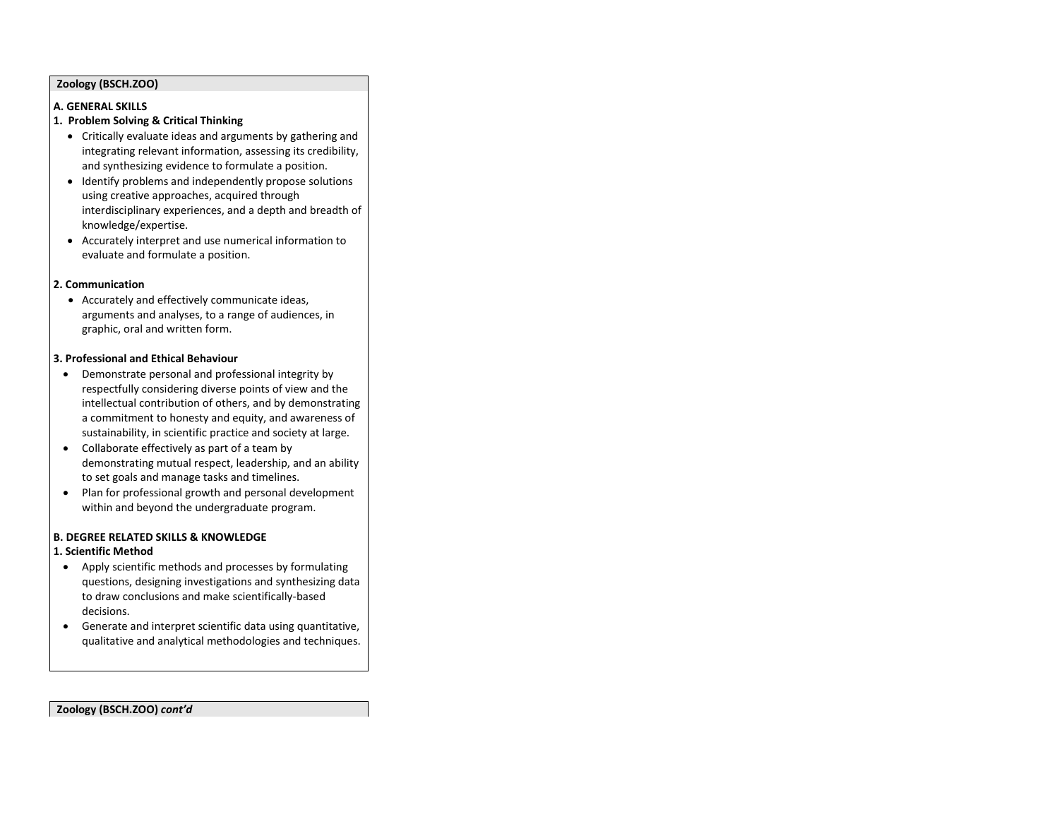**Zoology (BSCH.ZOO)**

**A. GENERAL SKILLS**

**1. Problem Solving & Critical Thinking**

- Critically evaluate ideas and arguments by gathering and integrating relevant information, assessing its credibility, and synthesizing evidence to formulate a position.
- Identify problems and independently propose solutions using creative approaches, acquired through interdisciplinary experiences, and a depth and breadth of knowledge/expertise.
- Accurately interpret and use numerical information to evaluate and formulate a position.

**2. Communication**

- Accurately and effectively communicate ideas, arguments and analyses, to a range of audiences, in graphic, oral and written form.

**3. Professional and Ethical Behaviour**

- Demonstrate personal and professional integrity by respectfully considering diverse points of view and the intellectual contribution of others, and by demonstrating a commitment to honesty and equity, and awareness of sustainability, in scientific practice and society at large.
- Collaborate effectively as part of a team by demonstrating mutual respect, leadership, and an ability to set goals and manage tasks and timelines.
- Plan for professional growth and personal development within and beyond the undergraduate program.

**B. DEGREE RELATED SKILLS & KNOWLEDGE**

**1. Scientific Method**

- Apply scientific methods and processes by formulating questions, designing investigations and synthesizing data to draw conclusions and make scientifically-based decisions.
- Generate and interpret scientific data using quantitative, qualitative and analytical methodologies and techniques.

**Zoology (BSCH.ZOO)** ***cont'd***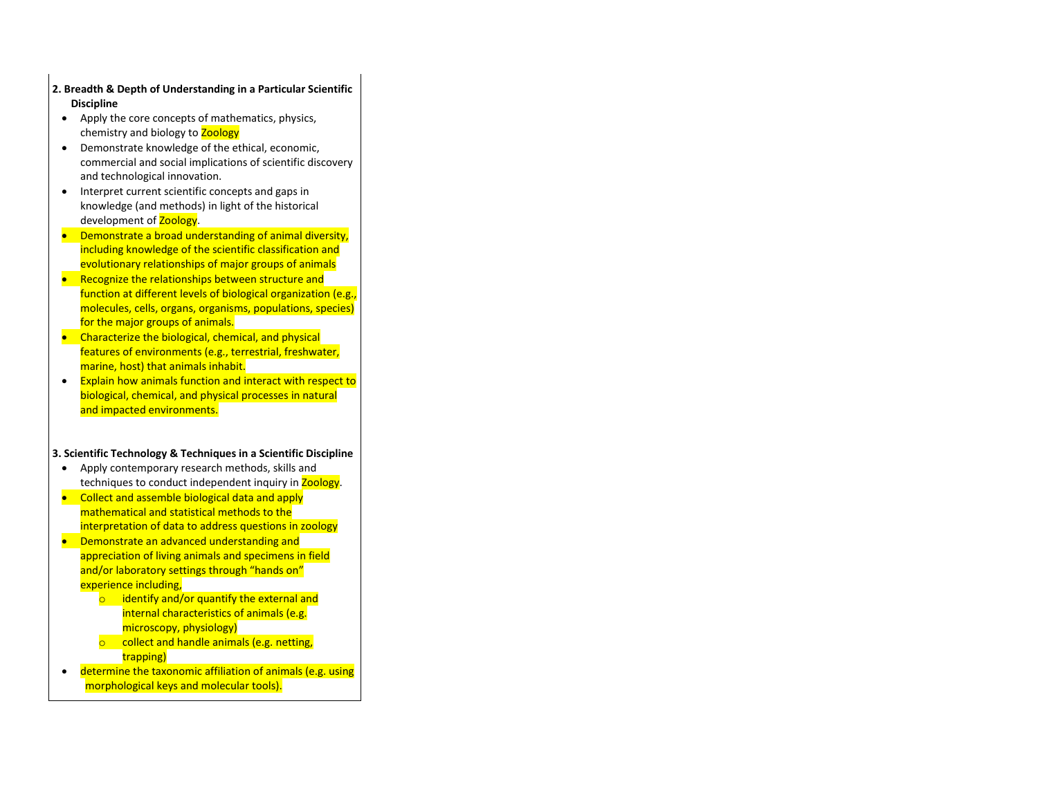**2. Breadth & Depth of Understanding in a Particular Scientific Discipline**

- Apply the core concepts of mathematics, physics, chemistry and biology to Zoology
- Demonstrate knowledge of the ethical, economic, commercial and social implications of scientific discovery and technological innovation.
- Interpret current scientific concepts and gaps in knowledge (and methods) in light of the historical development of Zoology.
- Demonstrate a broad understanding of animal diversity, including knowledge of the scientific classification and evolutionary relationships of major groups of animals
- Recognize the relationships between structure and function at different levels of biological organization (e.g., molecules, cells, organs, organisms, populations, species) for the major groups of animals.
- Characterize the biological, chemical, and physical features of environments (e.g., terrestrial, freshwater, marine, host) that animals inhabit.
- Explain how animals function and interact with respect to biological, chemical, and physical processes in natural and impacted environments.

**3. Scientific Technology & Techniques in a Scientific Discipline**

- Apply contemporary research methods, skills and techniques to conduct independent inquiry in Zoology.
- Collect and assemble biological data and apply mathematical and statistical methods to the interpretation of data to address questions in zoology
- Demonstrate an advanced understanding and appreciation of living animals and specimens in field and/or laboratory settings through "hands on" experience including,
    - identify and/or quantify the external and internal characteristics of animals (e.g. microscopy, physiology)
    - collect and handle animals (e.g. netting, trapping)
- determine the taxonomic affiliation of animals (e.g. using morphological keys and molecular tools).